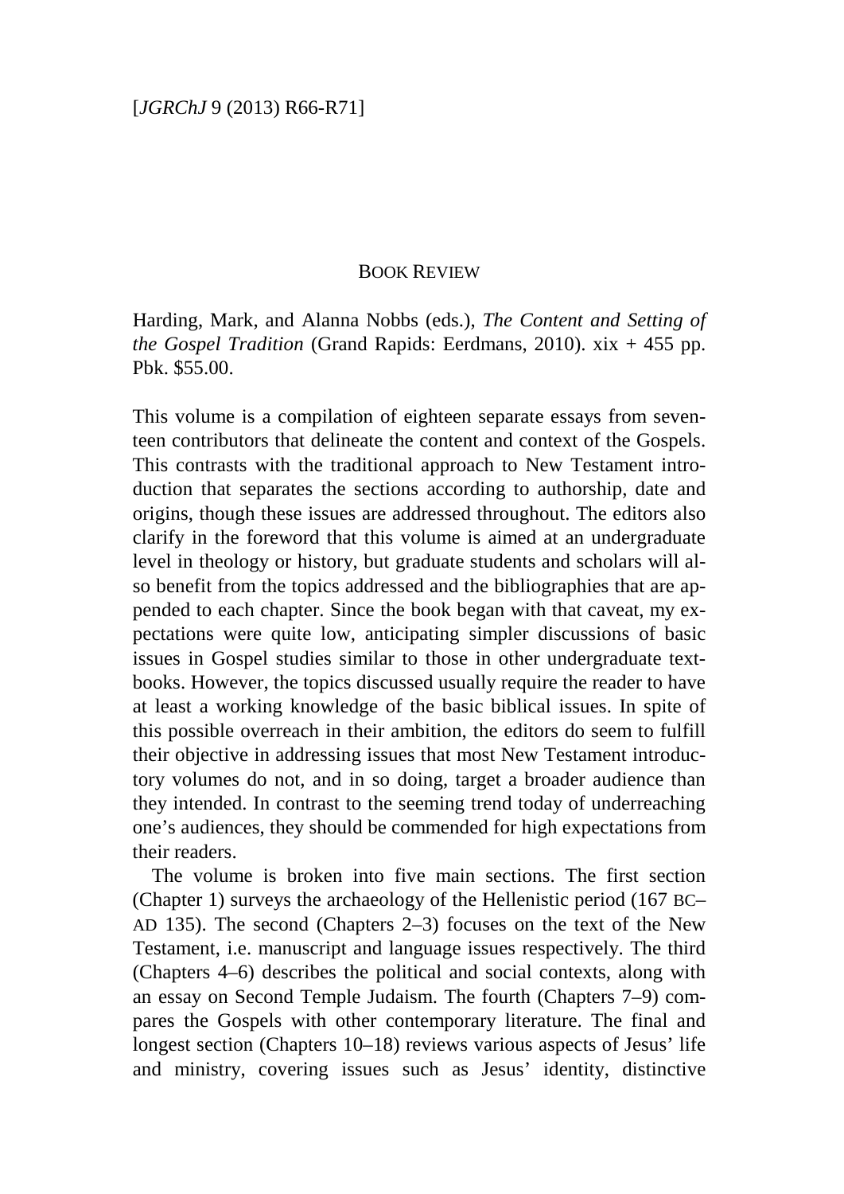## BOOK REVIEW

Harding, Mark, and Alanna Nobbs (eds.), *The Content and Setting of the Gospel Tradition* (Grand Rapids: Eerdmans, 2010). xix + 455 pp. Pbk. $55.00.

This volume is a compilation of eighteen separate essays from seventeen contributors that delineate the content and context of the Gospels. This contrasts with the traditional approach to New Testament introduction that separates the sections according to authorship, date and origins, though these issues are addressed throughout. The editors also clarify in the foreword that this volume is aimed at an undergraduate level in theology or history, but graduate students and scholars will also benefit from the topics addressed and the bibliographies that are appended to each chapter. Since the book began with that caveat, my expectations were quite low, anticipating simpler discussions of basic issues in Gospel studies similar to those in other undergraduate textbooks. However, the topics discussed usually require the reader to have at least a working knowledge of the basic biblical issues. In spite of this possible overreach in their ambition, the editors do seem to fulfill their objective in addressing issues that most New Testament introductory volumes do not, and in so doing, target a broader audience than they intended. In contrast to the seeming trend today of underreaching one's audiences, they should be commended for high expectations from their readers.

The volume is broken into five main sections. The first section (Chapter 1) surveys the archaeology of the Hellenistic period (167 BC–AD 135). The second (Chapters 2–3) focuses on the text of the New Testament, i.e. manuscript and language issues respectively. The third (Chapters 4–6) describes the political and social contexts, along with an essay on Second Temple Judaism. The fourth (Chapters 7–9) compares the Gospels with other contemporary literature. The final and longest section (Chapters 10–18) reviews various aspects of Jesus' life and ministry, covering issues such as Jesus' identity, distinctive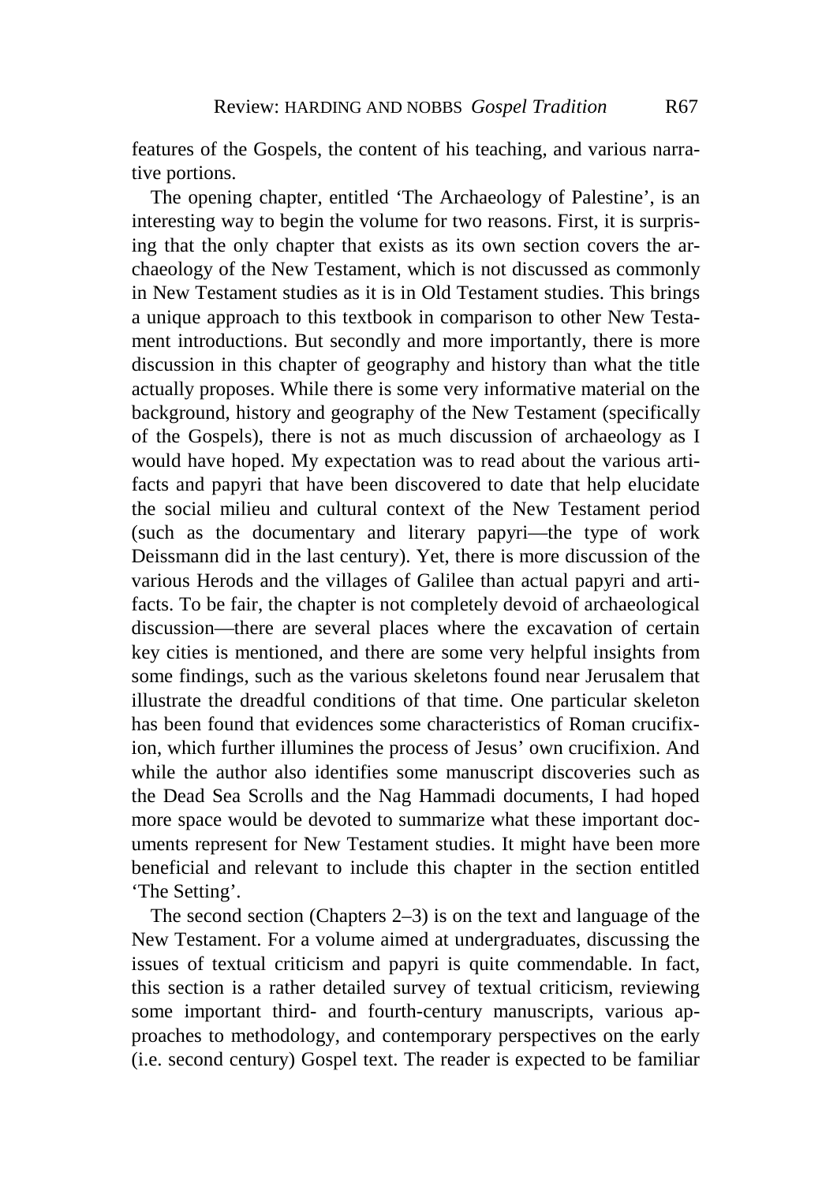features of the Gospels, the content of his teaching, and various narrative portions.

The opening chapter, entitled 'The Archaeology of Palestine', is an interesting way to begin the volume for two reasons. First, it is surprising that the only chapter that exists as its own section covers the archaeology of the New Testament, which is not discussed as commonly in New Testament studies as it is in Old Testament studies. This brings a unique approach to this textbook in comparison to other New Testament introductions. But secondly and more importantly, there is more discussion in this chapter of geography and history than what the title actually proposes. While there is some very informative material on the background, history and geography of the New Testament (specifically of the Gospels), there is not as much discussion of archaeology as I would have hoped. My expectation was to read about the various artifacts and papyri that have been discovered to date that help elucidate the social milieu and cultural context of the New Testament period (such as the documentary and literary papyri—the type of work Deissmann did in the last century). Yet, there is more discussion of the various Herods and the villages of Galilee than actual papyri and artifacts. To be fair, the chapter is not completely devoid of archaeological discussion—there are several places where the excavation of certain key cities is mentioned, and there are some very helpful insights from some findings, such as the various skeletons found near Jerusalem that illustrate the dreadful conditions of that time. One particular skeleton has been found that evidences some characteristics of Roman crucifixion, which further illumines the process of Jesus' own crucifixion. And while the author also identifies some manuscript discoveries such as the Dead Sea Scrolls and the Nag Hammadi documents, I had hoped more space would be devoted to summarize what these important documents represent for New Testament studies. It might have been more beneficial and relevant to include this chapter in the section entitled 'The Setting'.

The second section (Chapters 2–3) is on the text and language of the New Testament. For a volume aimed at undergraduates, discussing the issues of textual criticism and papyri is quite commendable. In fact, this section is a rather detailed survey of textual criticism, reviewing some important third- and fourth-century manuscripts, various approaches to methodology, and contemporary perspectives on the early (i.e. second century) Gospel text. The reader is expected to be familiar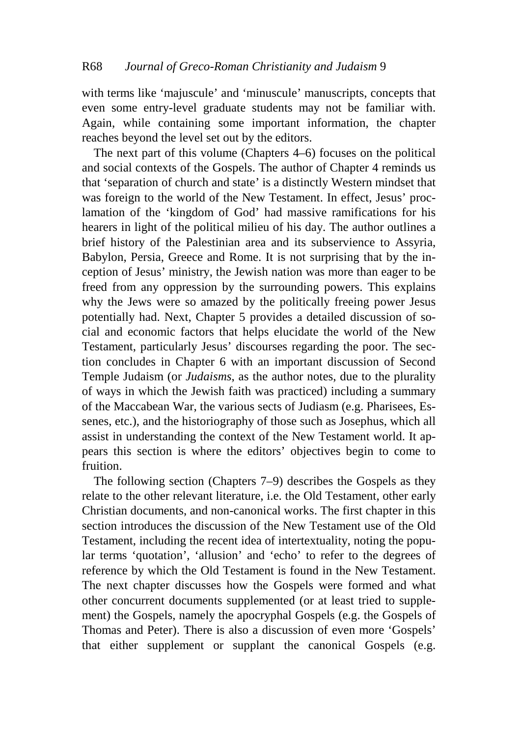with terms like 'majuscule' and 'minuscule' manuscripts, concepts that even some entry-level graduate students may not be familiar with. Again, while containing some important information, the chapter reaches beyond the level set out by the editors.

The next part of this volume (Chapters 4–6) focuses on the political and social contexts of the Gospels. The author of Chapter 4 reminds us that 'separation of church and state' is a distinctly Western mindset that was foreign to the world of the New Testament. In effect, Jesus' proclamation of the 'kingdom of God' had massive ramifications for his hearers in light of the political milieu of his day. The author outlines a brief history of the Palestinian area and its subservience to Assyria, Babylon, Persia, Greece and Rome. It is not surprising that by the inception of Jesus' ministry, the Jewish nation was more than eager to be freed from any oppression by the surrounding powers. This explains why the Jews were so amazed by the politically freeing power Jesus potentially had. Next, Chapter 5 provides a detailed discussion of social and economic factors that helps elucidate the world of the New Testament, particularly Jesus' discourses regarding the poor. The section concludes in Chapter 6 with an important discussion of Second Temple Judaism (or *Judaisms*, as the author notes, due to the plurality of ways in which the Jewish faith was practiced) including a summary of the Maccabean War, the various sects of Judiasm (e.g. Pharisees, Essenes, etc.), and the historiography of those such as Josephus, which all assist in understanding the context of the New Testament world. It appears this section is where the editors' objectives begin to come to fruition.

The following section (Chapters 7–9) describes the Gospels as they relate to the other relevant literature, i.e. the Old Testament, other early Christian documents, and non-canonical works. The first chapter in this section introduces the discussion of the New Testament use of the Old Testament, including the recent idea of intertextuality, noting the popular terms 'quotation', 'allusion' and 'echo' to refer to the degrees of reference by which the Old Testament is found in the New Testament. The next chapter discusses how the Gospels were formed and what other concurrent documents supplemented (or at least tried to supplement) the Gospels, namely the apocryphal Gospels (e.g. the Gospels of Thomas and Peter). There is also a discussion of even more 'Gospels' that either supplement or supplant the canonical Gospels (e.g.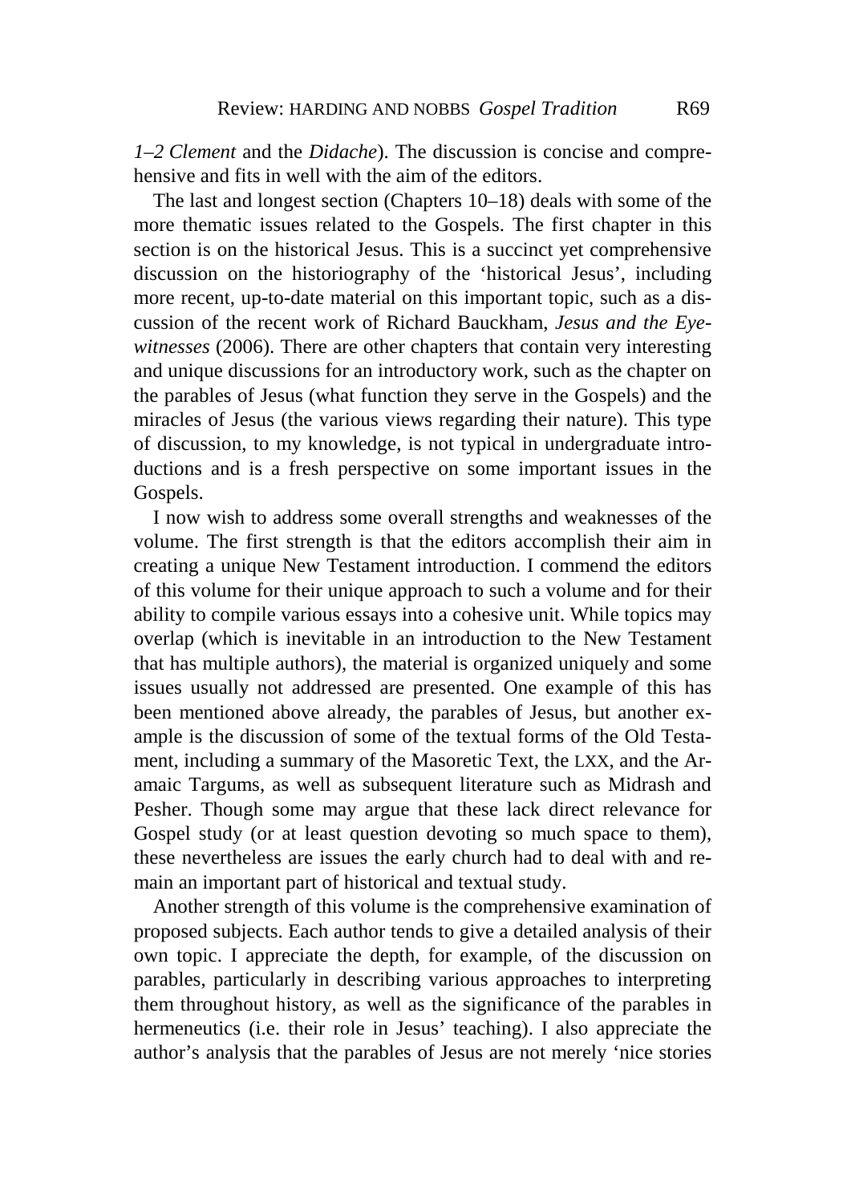*1–2 Clement* and the *Didache*). The discussion is concise and comprehensive and fits in well with the aim of the editors.

The last and longest section (Chapters 10–18) deals with some of the more thematic issues related to the Gospels. The first chapter in this section is on the historical Jesus. This is a succinct yet comprehensive discussion on the historiography of the 'historical Jesus', including more recent, up-to-date material on this important topic, such as a discussion of the recent work of Richard Bauckham, *Jesus and the Eyewitnesses* (2006). There are other chapters that contain very interesting and unique discussions for an introductory work, such as the chapter on the parables of Jesus (what function they serve in the Gospels) and the miracles of Jesus (the various views regarding their nature). This type of discussion, to my knowledge, is not typical in undergraduate introductions and is a fresh perspective on some important issues in the Gospels.

I now wish to address some overall strengths and weaknesses of the volume. The first strength is that the editors accomplish their aim in creating a unique New Testament introduction. I commend the editors of this volume for their unique approach to such a volume and for their ability to compile various essays into a cohesive unit. While topics may overlap (which is inevitable in an introduction to the New Testament that has multiple authors), the material is organized uniquely and some issues usually not addressed are presented. One example of this has been mentioned above already, the parables of Jesus, but another example is the discussion of some of the textual forms of the Old Testament, including a summary of the Masoretic Text, the LXX, and the Aramaic Targums, as well as subsequent literature such as Midrash and Pesher. Though some may argue that these lack direct relevance for Gospel study (or at least question devoting so much space to them), these nevertheless are issues the early church had to deal with and remain an important part of historical and textual study.

Another strength of this volume is the comprehensive examination of proposed subjects. Each author tends to give a detailed analysis of their own topic. I appreciate the depth, for example, of the discussion on parables, particularly in describing various approaches to interpreting them throughout history, as well as the significance of the parables in hermeneutics (i.e. their role in Jesus' teaching). I also appreciate the author's analysis that the parables of Jesus are not merely 'nice stories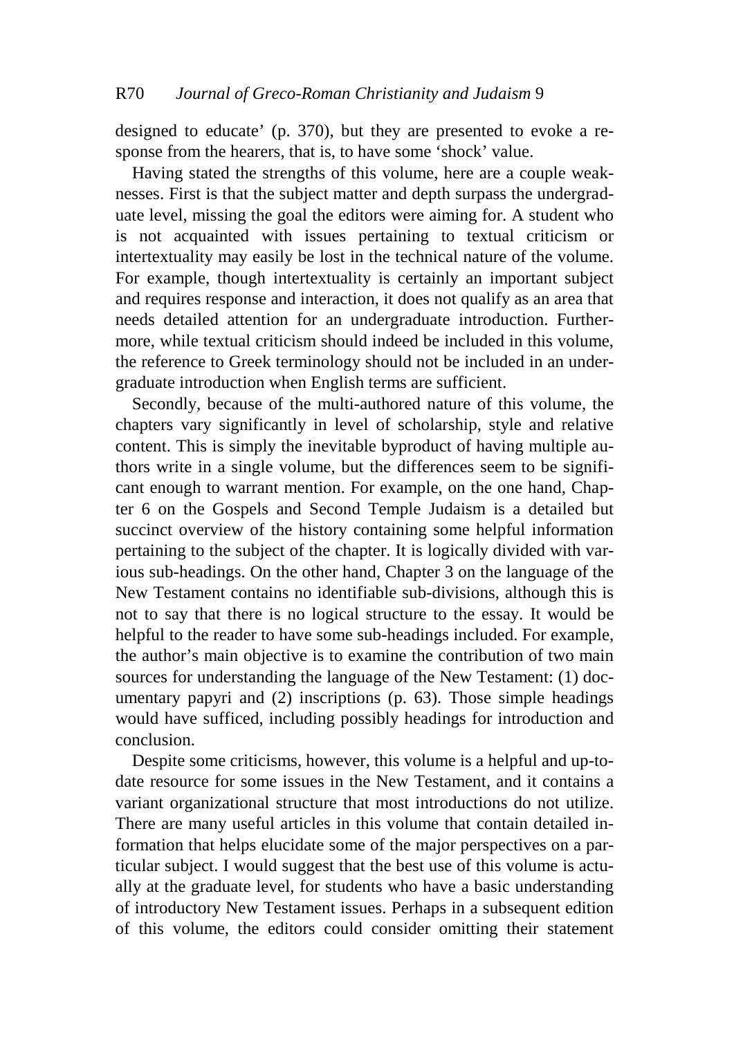designed to educate' (p. 370), but they are presented to evoke a response from the hearers, that is, to have some 'shock' value.

Having stated the strengths of this volume, here are a couple weaknesses. First is that the subject matter and depth surpass the undergraduate level, missing the goal the editors were aiming for. A student who is not acquainted with issues pertaining to textual criticism or intertextuality may easily be lost in the technical nature of the volume. For example, though intertextuality is certainly an important subject and requires response and interaction, it does not qualify as an area that needs detailed attention for an undergraduate introduction. Furthermore, while textual criticism should indeed be included in this volume, the reference to Greek terminology should not be included in an undergraduate introduction when English terms are sufficient.

Secondly, because of the multi-authored nature of this volume, the chapters vary significantly in level of scholarship, style and relative content. This is simply the inevitable byproduct of having multiple authors write in a single volume, but the differences seem to be significant enough to warrant mention. For example, on the one hand, Chapter 6 on the Gospels and Second Temple Judaism is a detailed but succinct overview of the history containing some helpful information pertaining to the subject of the chapter. It is logically divided with various sub-headings. On the other hand, Chapter 3 on the language of the New Testament contains no identifiable sub-divisions, although this is not to say that there is no logical structure to the essay. It would be helpful to the reader to have some sub-headings included. For example, the author's main objective is to examine the contribution of two main sources for understanding the language of the New Testament: (1) documentary papyri and (2) inscriptions (p. 63). Those simple headings would have sufficed, including possibly headings for introduction and conclusion.

Despite some criticisms, however, this volume is a helpful and up-to-date resource for some issues in the New Testament, and it contains a variant organizational structure that most introductions do not utilize. There are many useful articles in this volume that contain detailed information that helps elucidate some of the major perspectives on a particular subject. I would suggest that the best use of this volume is actually at the graduate level, for students who have a basic understanding of introductory New Testament issues. Perhaps in a subsequent edition of this volume, the editors could consider omitting their statement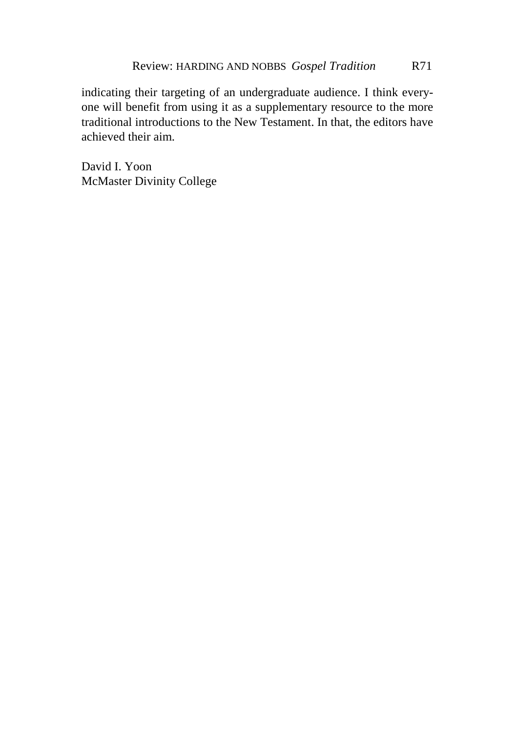indicating their targeting of an undergraduate audience. I think everyone will benefit from using it as a supplementary resource to the more traditional introductions to the New Testament. In that, the editors have achieved their aim.

David I. Yoon
McMaster Divinity College